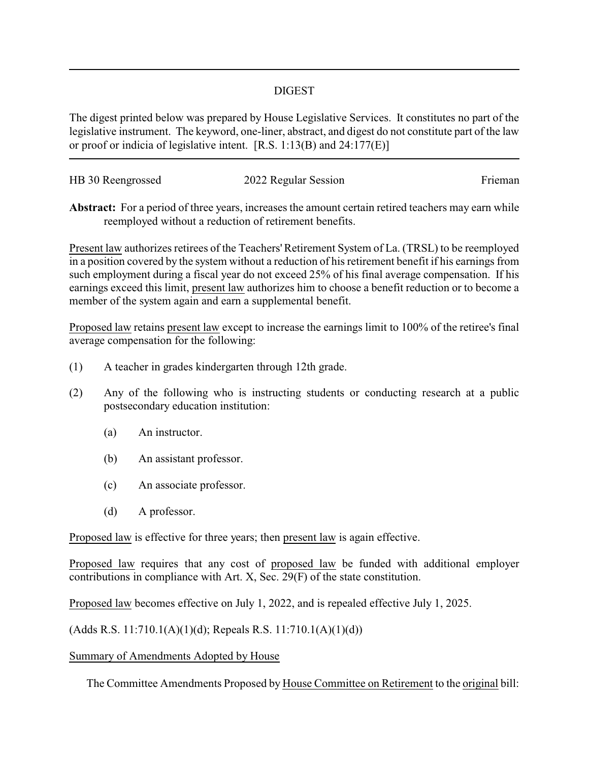## DIGEST

The digest printed below was prepared by House Legislative Services. It constitutes no part of the legislative instrument. The keyword, one-liner, abstract, and digest do not constitute part of the law or proof or indicia of legislative intent. [R.S. 1:13(B) and 24:177(E)]

---

HB 30 Reengrossed — 2022 Regular Session — Frieman

**Abstract:** For a period of three years, increases the amount certain retired teachers may earn while reemployed without a reduction of retirement benefits.

Present law authorizes retirees of the Teachers' Retirement System of La. (TRSL) to be reemployed in a position covered by the system without a reduction of his retirement benefit if his earnings from such employment during a fiscal year do not exceed 25% of his final average compensation. If his earnings exceed this limit, present law authorizes him to choose a benefit reduction or to become a member of the system again and earn a supplemental benefit.

Proposed law retains present law except to increase the earnings limit to 100% of the retiree's final average compensation for the following:

(1) A teacher in grades kindergarten through 12th grade.

(2) Any of the following who is instructing students or conducting research at a public postsecondary education institution:

  (a) An instructor.

  (b) An assistant professor.

  (c) An associate professor.

  (d) A professor.

Proposed law is effective for three years; then present law is again effective.

Proposed law requires that any cost of proposed law be funded with additional employer contributions in compliance with Art. X, Sec. 29(F) of the state constitution.

Proposed law becomes effective on July 1, 2022, and is repealed effective July 1, 2025.

(Adds R.S. 11:710.1(A)(1)(d); Repeals R.S. 11:710.1(A)(1)(d))

Summary of Amendments Adopted by House

The Committee Amendments Proposed by House Committee on Retirement to the original bill: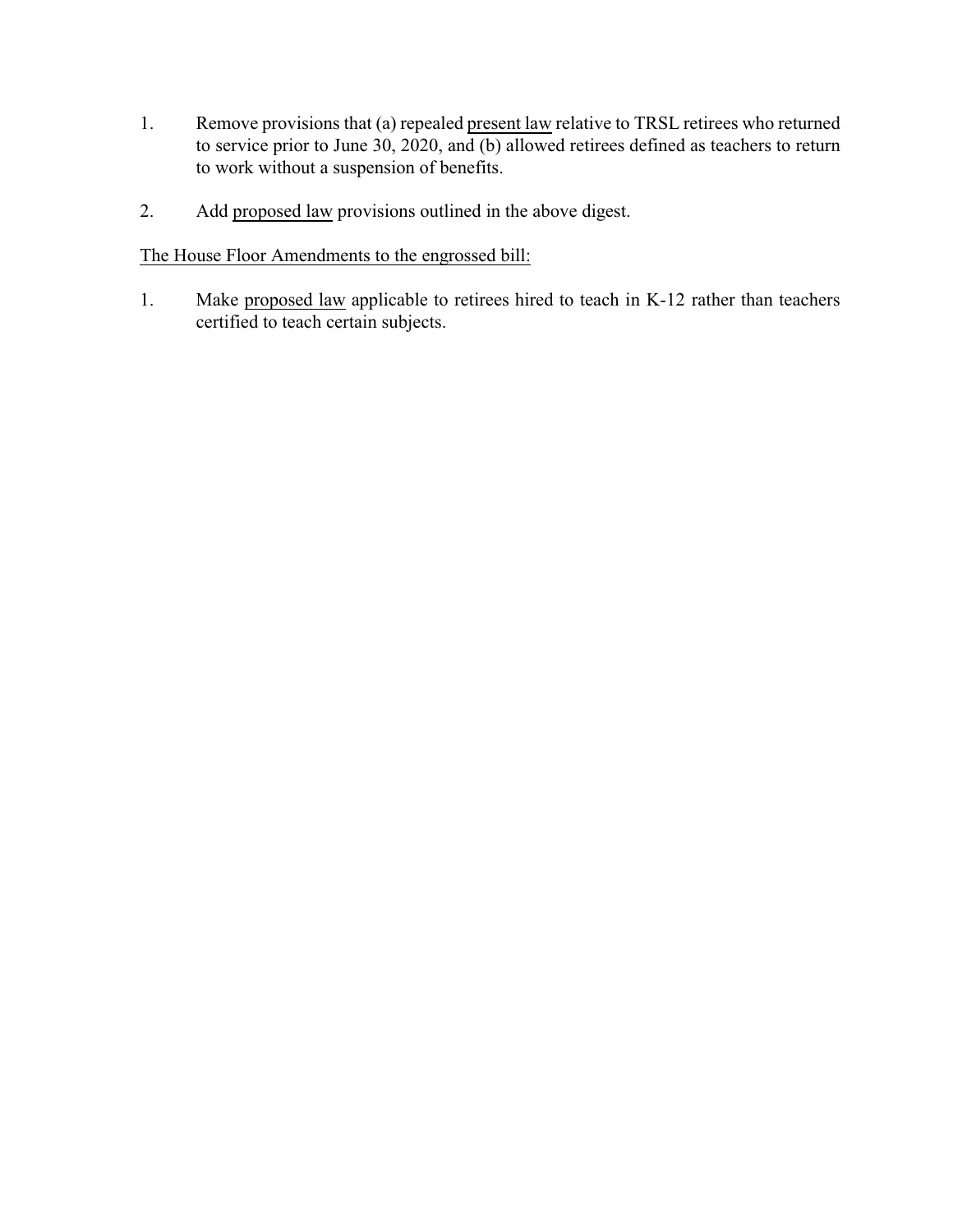1. Remove provisions that (a) repealed present law relative to TRSL retirees who returned to service prior to June 30, 2020, and (b) allowed retirees defined as teachers to return to work without a suspension of benefits.

2. Add proposed law provisions outlined in the above digest.

The House Floor Amendments to the engrossed bill:

1. Make proposed law applicable to retirees hired to teach in K-12 rather than teachers certified to teach certain subjects.